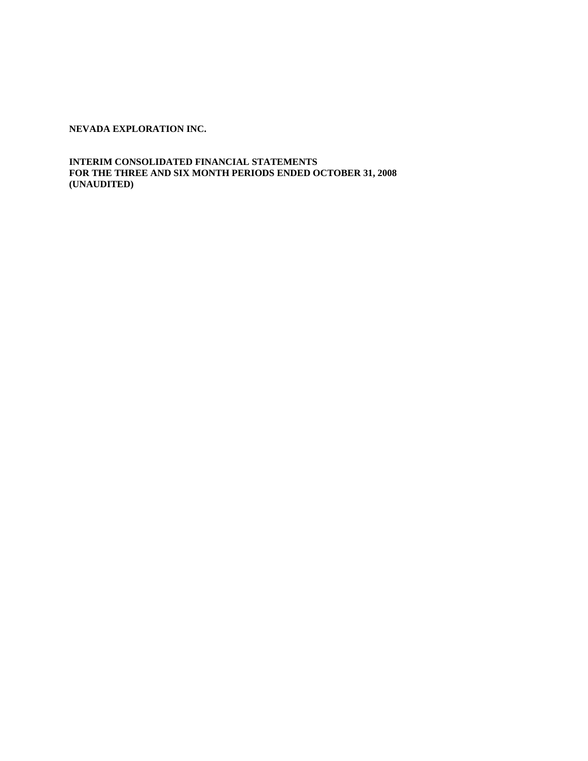**NEVADA EXPLORATION INC.**

**INTERIM CONSOLIDATED FINANCIAL STATEMENTS**
**FOR THE THREE AND SIX MONTH PERIODS ENDED OCTOBER 31, 2008**
**(UNAUDITED)**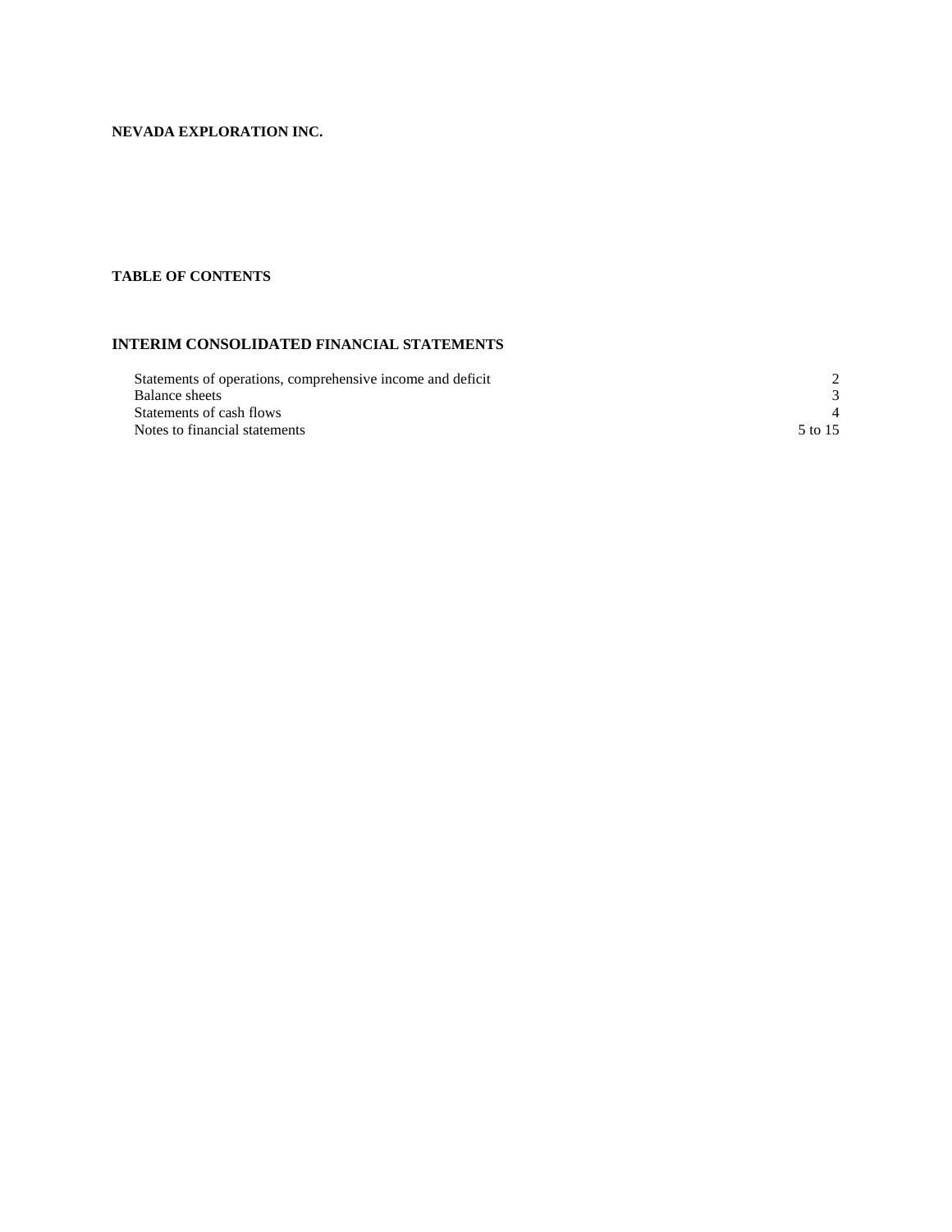**NEVADA EXPLORATION INC.**

**TABLE OF CONTENTS**

**INTERIM CONSOLIDATED FINANCIAL STATEMENTS**

| | |
|---|---|
| Statements of operations, comprehensive income and deficit | 2 |
| Balance sheets | 3 |
| Statements of cash flows | 4 |
| Notes to financial statements | 5 to 15 |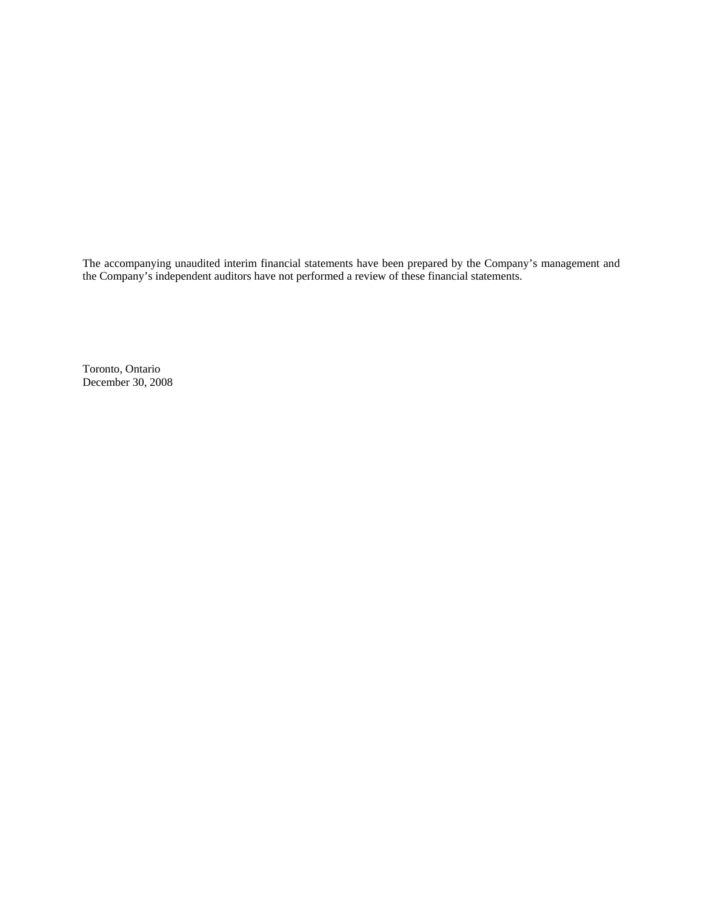The accompanying unaudited interim financial statements have been prepared by the Company's management and the Company's independent auditors have not performed a review of these financial statements.

Toronto, Ontario  
December 30, 2008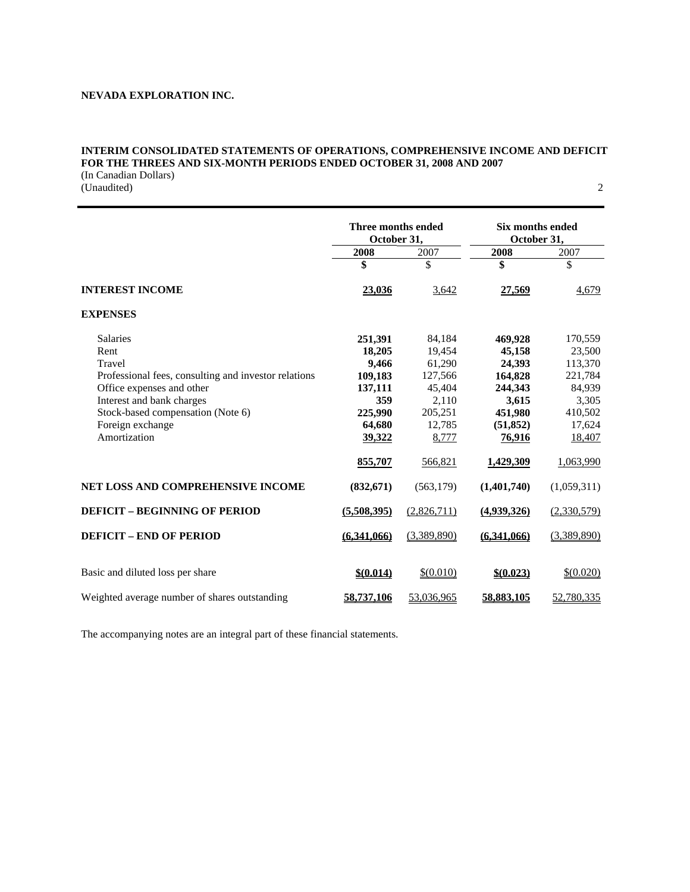**NEVADA EXPLORATION INC.**

**INTERIM CONSOLIDATED STATEMENTS OF OPERATIONS, COMPREHENSIVE INCOME AND DEFICIT FOR THE THREES AND SIX-MONTH PERIODS ENDED OCTOBER 31, 2008 AND 2007**
(In Canadian Dollars)
(Unaudited)

| | Three months ended October 31, | | Six months ended October 31, | |
|---|---|---|---|---|
| | **2008** | 2007 | **2008** | 2007 |
| | **$** | $ | **$** | $ |
| **INTEREST INCOME** | **23,036** | 3,642 | **27,569** | 4,679 |
| **EXPENSES** | | | | |
| Salaries | **251,391** | 84,184 | **469,928** | 170,559 |
| Rent | **18,205** | 19,454 | **45,158** | 23,500 |
| Travel | **9,466** | 61,290 | **24,393** | 113,370 |
| Professional fees, consulting and investor relations | **109,183** | 127,566 | **164,828** | 221,784 |
| Office expenses and other | **137,111** | 45,404 | **244,343** | 84,939 |
| Interest and bank charges | **359** | 2,110 | **3,615** | 3,305 |
| Stock-based compensation (Note 6) | **225,990** | 205,251 | **451,980** | 410,502 |
| Foreign exchange | **64,680** | 12,785 | **(51,852)** | 17,624 |
| Amortization | **39,322** | 8,777 | **76,916** | 18,407 |
| | **855,707** | 566,821 | **1,429,309** | 1,063,990 |
| **NET LOSS AND COMPREHENSIVE INCOME** | **(832,671)** | (563,179) | **(1,401,740)** | (1,059,311) |
| **DEFICIT – BEGINNING OF PERIOD** | **(5,508,395)** | (2,826,711) | **(4,939,326)** | (2,330,579) |
| **DEFICIT – END OF PERIOD** | **(6,341,066)** | (3,389,890) | **(6,341,066)** | (3,389,890) |
| Basic and diluted loss per share | **$(0.014)** | $(0.010) | **$(0.023)** | $(0.020) |
| Weighted average number of shares outstanding | **58,737,106** | 53,036,965 | **58,883,105** | 52,780,335 |

The accompanying notes are an integral part of these financial statements.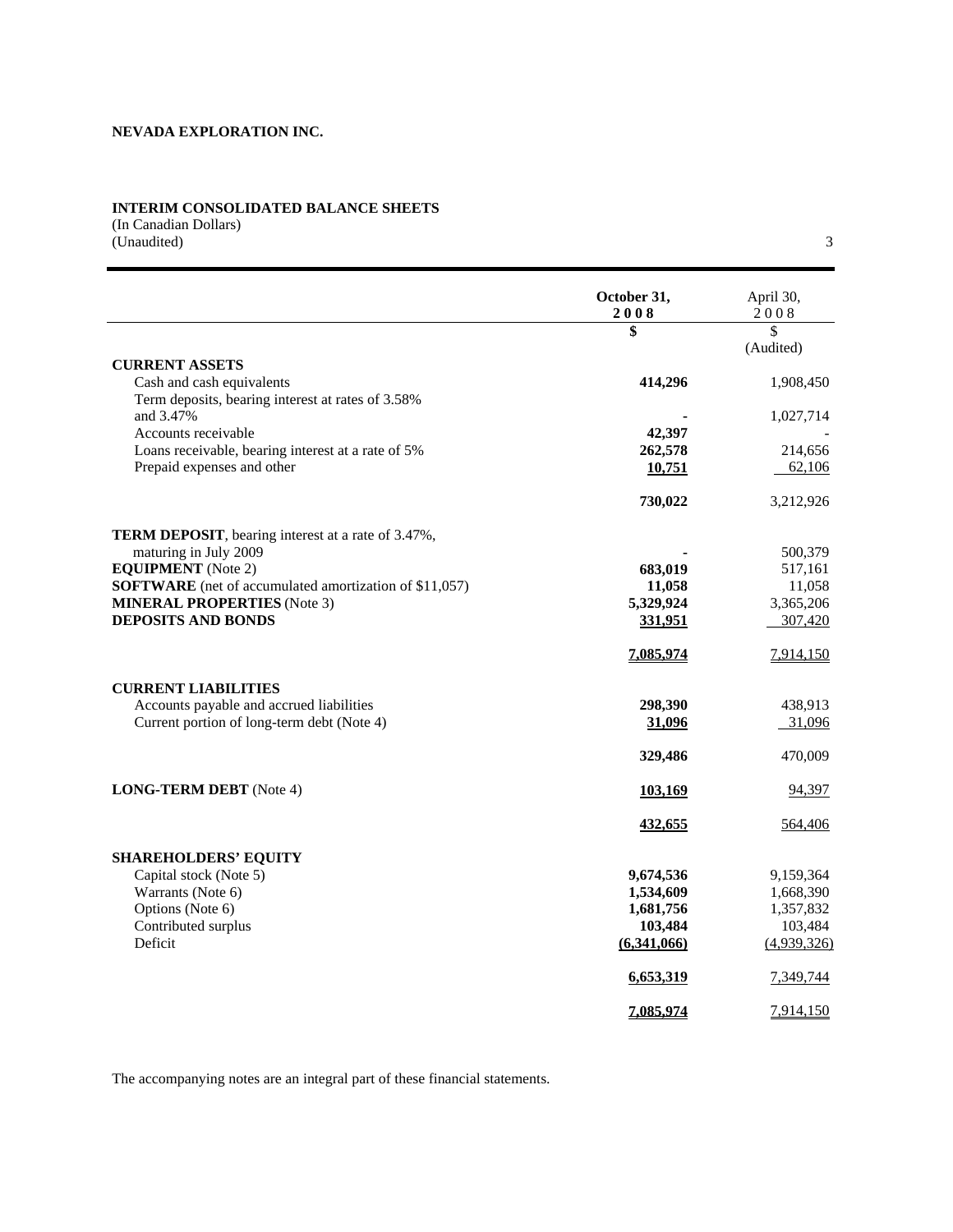**NEVADA EXPLORATION INC.**

**INTERIM CONSOLIDATED BALANCE SHEETS**
(In Canadian Dollars)
(Unaudited)

| | **October 31, 2008** | April 30, 2008 |
|---|---|---|
| | **$** | $ (Audited) |
| **CURRENT ASSETS** | | |
| Cash and cash equivalents | **414,296** | 1,908,450 |
| Term deposits, bearing interest at rates of 3.58% and 3.47% | **-** | 1,027,714 |
| Accounts receivable | **42,397** | - |
| Loans receivable, bearing interest at a rate of 5% | **262,578** | 214,656 |
| Prepaid expenses and other | **10,751** | 62,106 |
| | **730,022** | 3,212,926 |
| **TERM DEPOSIT**, bearing interest at a rate of 3.47%, maturing in July 2009 | **-** | 500,379 |
| **EQUIPMENT** (Note 2) | **683,019** | 517,161 |
| **SOFTWARE** (net of accumulated amortization of $11,057) | **11,058** | 11,058 |
| **MINERAL PROPERTIES** (Note 3) | **5,329,924** | 3,365,206 |
| **DEPOSITS AND BONDS** | **331,951** | 307,420 |
| | **7,085,974** | 7,914,150 |
| **CURRENT LIABILITIES** | | |
| Accounts payable and accrued liabilities | **298,390** | 438,913 |
| Current portion of long-term debt (Note 4) | **31,096** | 31,096 |
| | **329,486** | 470,009 |
| **LONG-TERM DEBT** (Note 4) | **103,169** | 94,397 |
| | **432,655** | 564,406 |
| **SHAREHOLDERS' EQUITY** | | |
| Capital stock (Note 5) | **9,674,536** | 9,159,364 |
| Warrants (Note 6) | **1,534,609** | 1,668,390 |
| Options (Note 6) | **1,681,756** | 1,357,832 |
| Contributed surplus | **103,484** | 103,484 |
| Deficit | **(6,341,066)** | (4,939,326) |
| | **6,653,319** | 7,349,744 |
| | **7,085,974** | 7,914,150 |

The accompanying notes are an integral part of these financial statements.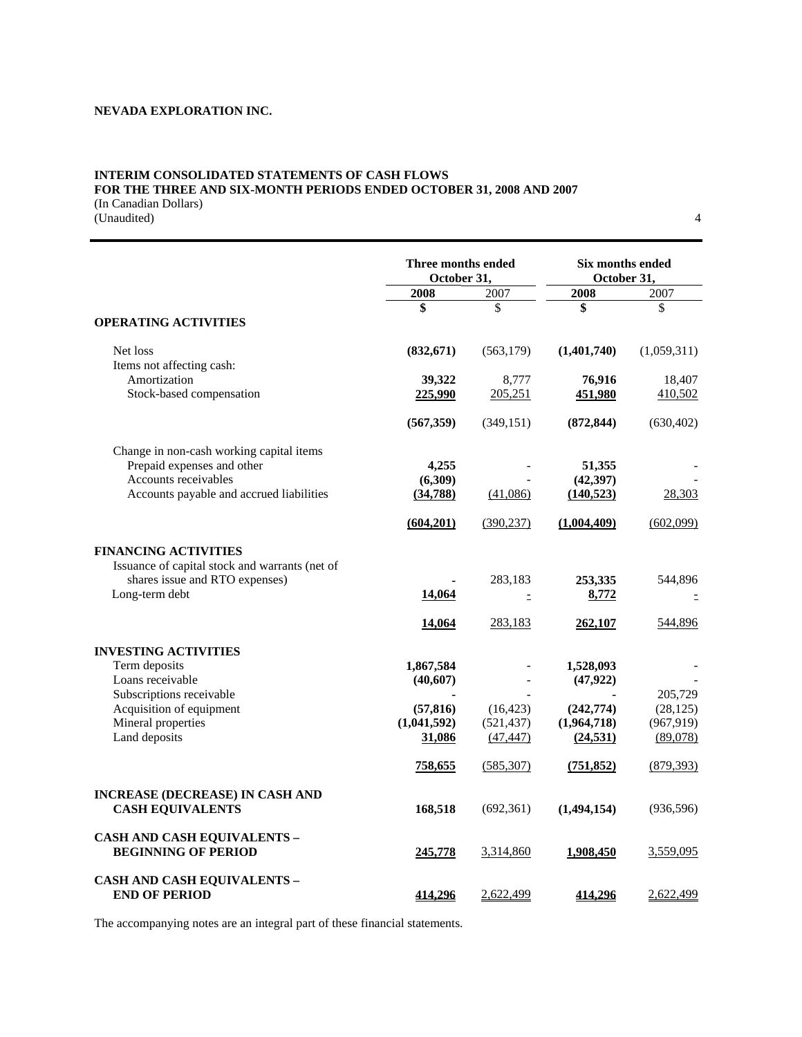**NEVADA EXPLORATION INC.**

**INTERIM CONSOLIDATED STATEMENTS OF CASH FLOWS**
**FOR THE THREE AND SIX-MONTH PERIODS ENDED OCTOBER 31, 2008 AND 2007**
(In Canadian Dollars)
(Unaudited)

| | Three months ended October 31, | | Six months ended October 31, | |
|---|---|---|---|---|
| | **2008** | 2007 | **2008** | 2007 |
| | **$** | $ | **$** | $ |
| **OPERATING ACTIVITIES** | | | | |
| Net loss | **(832,671)** | (563,179) | **(1,401,740)** | (1,059,311) |
| Items not affecting cash: | | | | |
| Amortization | **39,322** | 8,777 | **76,916** | 18,407 |
| Stock-based compensation | **225,990** | 205,251 | **451,980** | 410,502 |
| | **(567,359)** | (349,151) | **(872,844)** | (630,402) |
| Change in non-cash working capital items | | | | |
| Prepaid expenses and other | **4,255** | - | **51,355** | - |
| Accounts receivables | **(6,309)** | - | **(42,397)** | - |
| Accounts payable and accrued liabilities | **(34,788)** | (41,086) | **(140,523)** | 28,303 |
| | **(604,201)** | (390,237) | **(1,004,409)** | (602,099) |
| **FINANCING ACTIVITIES** | | | | |
| Issuance of capital stock and warrants (net of shares issue and RTO expenses) | **-** | 283,183 | **253,335** | 544,896 |
| Long-term debt | **14,064** | - | **8,772** | - |
| | **14,064** | 283,183 | **262,107** | 544,896 |
| **INVESTING ACTIVITIES** | | | | |
| Term deposits | **1,867,584** | - | **1,528,093** | - |
| Loans receivable | **(40,607)** | - | **(47,922)** | - |
| Subscriptions receivable | **-** | - | **-** | 205,729 |
| Acquisition of equipment | **(57,816)** | (16,423) | **(242,774)** | (28,125) |
| Mineral properties | **(1,041,592)** | (521,437) | **(1,964,718)** | (967,919) |
| Land deposits | **31,086** | (47,447) | **(24,531)** | (89,078) |
| | **758,655** | (585,307) | **(751,852)** | (879,393) |
| **INCREASE (DECREASE) IN CASH AND CASH EQUIVALENTS** | **168,518** | (692,361) | **(1,494,154)** | (936,596) |
| **CASH AND CASH EQUIVALENTS – BEGINNING OF PERIOD** | **245,778** | 3,314,860 | **1,908,450** | 3,559,095 |
| **CASH AND CASH EQUIVALENTS – END OF PERIOD** | **414,296** | 2,622,499 | **414,296** | 2,622,499 |

The accompanying notes are an integral part of these financial statements.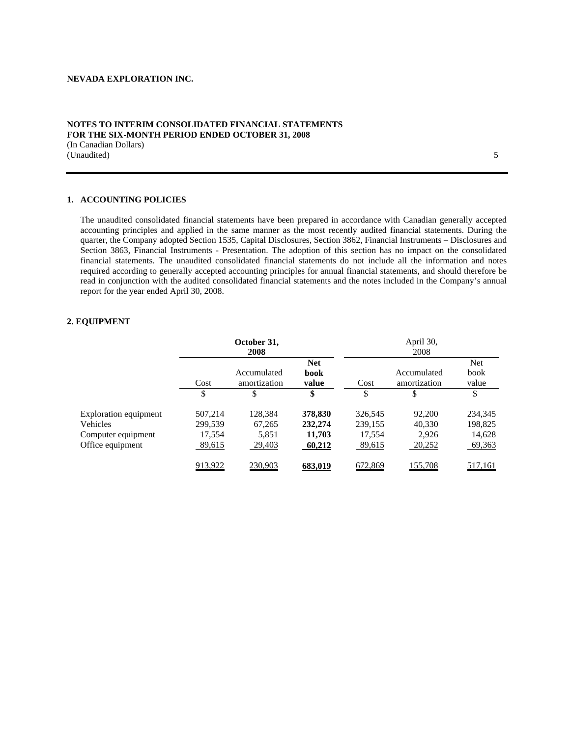**NEVADA EXPLORATION INC.**

**NOTES TO INTERIM CONSOLIDATED FINANCIAL STATEMENTS**
**FOR THE SIX-MONTH PERIOD ENDED OCTOBER 31, 2008**
(In Canadian Dollars)
(Unaudited)

## 1. ACCOUNTING POLICIES

The unaudited consolidated financial statements have been prepared in accordance with Canadian generally accepted accounting principles and applied in the same manner as the most recently audited financial statements. During the quarter, the Company adopted Section 1535, Capital Disclosures, Section 3862, Financial Instruments – Disclosures and Section 3863, Financial Instruments - Presentation. The adoption of this section has no impact on the consolidated financial statements. The unaudited consolidated financial statements do not include all the information and notes required according to generally accepted accounting principles for annual financial statements, and should therefore be read in conjunction with the audited consolidated financial statements and the notes included in the Company's annual report for the year ended April 30, 2008.

## 2. EQUIPMENT

| | **October 31, 2008** | | | April 30, 2008 | | |
|---|---|---|---|---|---|---|
| | Cost | Accumulated amortization | **Net book value** | Cost | Accumulated amortization | Net book value |
| | $ | $ | **$** | $ | $ | $ |
| Exploration equipment | 507,214 | 128,384 | **378,830** | 326,545 | 92,200 | 234,345 |
| Vehicles | 299,539 | 67,265 | **232,274** | 239,155 | 40,330 | 198,825 |
| Computer equipment | 17,554 | 5,851 | **11,703** | 17,554 | 2,926 | 14,628 |
| Office equipment | 89,615 | 29,403 | **60,212** | 89,615 | 20,252 | 69,363 |
| | 913,922 | 230,903 | **683,019** | 672,869 | 155,708 | 517,161 |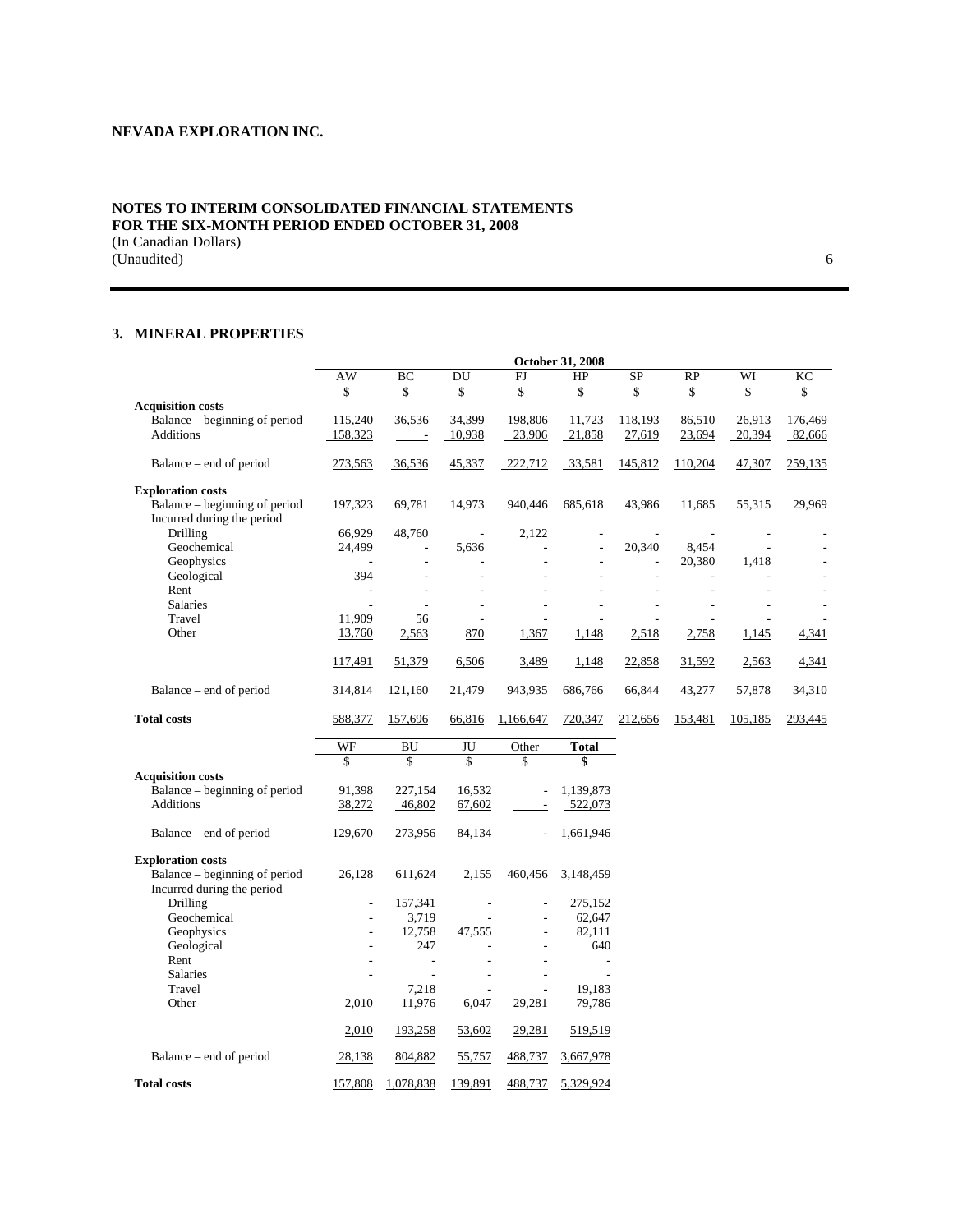**NEVADA EXPLORATION INC.**

**NOTES TO INTERIM CONSOLIDATED FINANCIAL STATEMENTS**
**FOR THE SIX-MONTH PERIOD ENDED OCTOBER 31, 2008**
(In Canadian Dollars)
(Unaudited)

## 3. MINERAL PROPERTIES

| | October 31, 2008 | | | | | | | | |
|---|---|---|---|---|---|---|---|---|---|
| | AW | BC | DU | FJ | HP | SP | RP | WI | KC |
| | $ | $ | $ | $ | $ | $ | $ | $ | $ |
| **Acquisition costs** | | | | | | | | | |
| Balance – beginning of period | 115,240 | 36,536 | 34,399 | 198,806 | 11,723 | 118,193 | 86,510 | 26,913 | 176,469 |
| Additions | 158,323 | - | 10,938 | 23,906 | 21,858 | 27,619 | 23,694 | 20,394 | 82,666 |
| Balance – end of period | 273,563 | 36,536 | 45,337 | 222,712 | 33,581 | 145,812 | 110,204 | 47,307 | 259,135 |
| **Exploration costs** | | | | | | | | | |
| Balance – beginning of period | 197,323 | 69,781 | 14,973 | 940,446 | 685,618 | 43,986 | 11,685 | 55,315 | 29,969 |
| Incurred during the period | | | | | | | | | |
| Drilling | 66,929 | 48,760 | - | 2,122 | - | - | - | - | - |
| Geochemical | 24,499 | - | 5,636 | - | - | 20,340 | 8,454 | - | - |
| Geophysics | - | - | - | - | - | - | 20,380 | 1,418 | - |
| Geological | 394 | - | - | - | - | - | - | - | - |
| Rent | - | - | - | - | - | - | - | - | - |
| Salaries | - | - | - | - | - | - | - | - | - |
| Travel | 11,909 | 56 | - | - | - | - | - | - | - |
| Other | 13,760 | 2,563 | 870 | 1,367 | 1,148 | 2,518 | 2,758 | 1,145 | 4,341 |
| | 117,491 | 51,379 | 6,506 | 3,489 | 1,148 | 22,858 | 31,592 | 2,563 | 4,341 |
| Balance – end of period | 314,814 | 121,160 | 21,479 | 943,935 | 686,766 | 66,844 | 43,277 | 57,878 | 34,310 |
| **Total costs** | 588,377 | 157,696 | 66,816 | 1,166,647 | 720,347 | 212,656 | 153,481 | 105,185 | 293,445 |

| | WF | BU | JU | Other | **Total** |
|---|---|---|---|---|---|
| | $ | $ | $ | $ | **$** |
| **Acquisition costs** | | | | | |
| Balance – beginning of period | 91,398 | 227,154 | 16,532 | - | 1,139,873 |
| Additions | 38,272 | 46,802 | 67,602 | - | 522,073 |
| Balance – end of period | 129,670 | 273,956 | 84,134 | - | 1,661,946 |
| **Exploration costs** | | | | | |
| Balance – beginning of period | 26,128 | 611,624 | 2,155 | 460,456 | 3,148,459 |
| Incurred during the period | | | | | |
| Drilling | - | 157,341 | - | - | 275,152 |
| Geochemical | - | 3,719 | - | - | 62,647 |
| Geophysics | - | 12,758 | 47,555 | - | 82,111 |
| Geological | - | 247 | - | - | 640 |
| Rent | - | - | - | - | - |
| Salaries | - | - | - | - | - |
| Travel | | 7,218 | - | - | 19,183 |
| Other | 2,010 | 11,976 | 6,047 | 29,281 | 79,786 |
| | 2,010 | 193,258 | 53,602 | 29,281 | 519,519 |
| Balance – end of period | 28,138 | 804,882 | 55,757 | 488,737 | 3,667,978 |
| **Total costs** | 157,808 | 1,078,838 | 139,891 | 488,737 | 5,329,924 |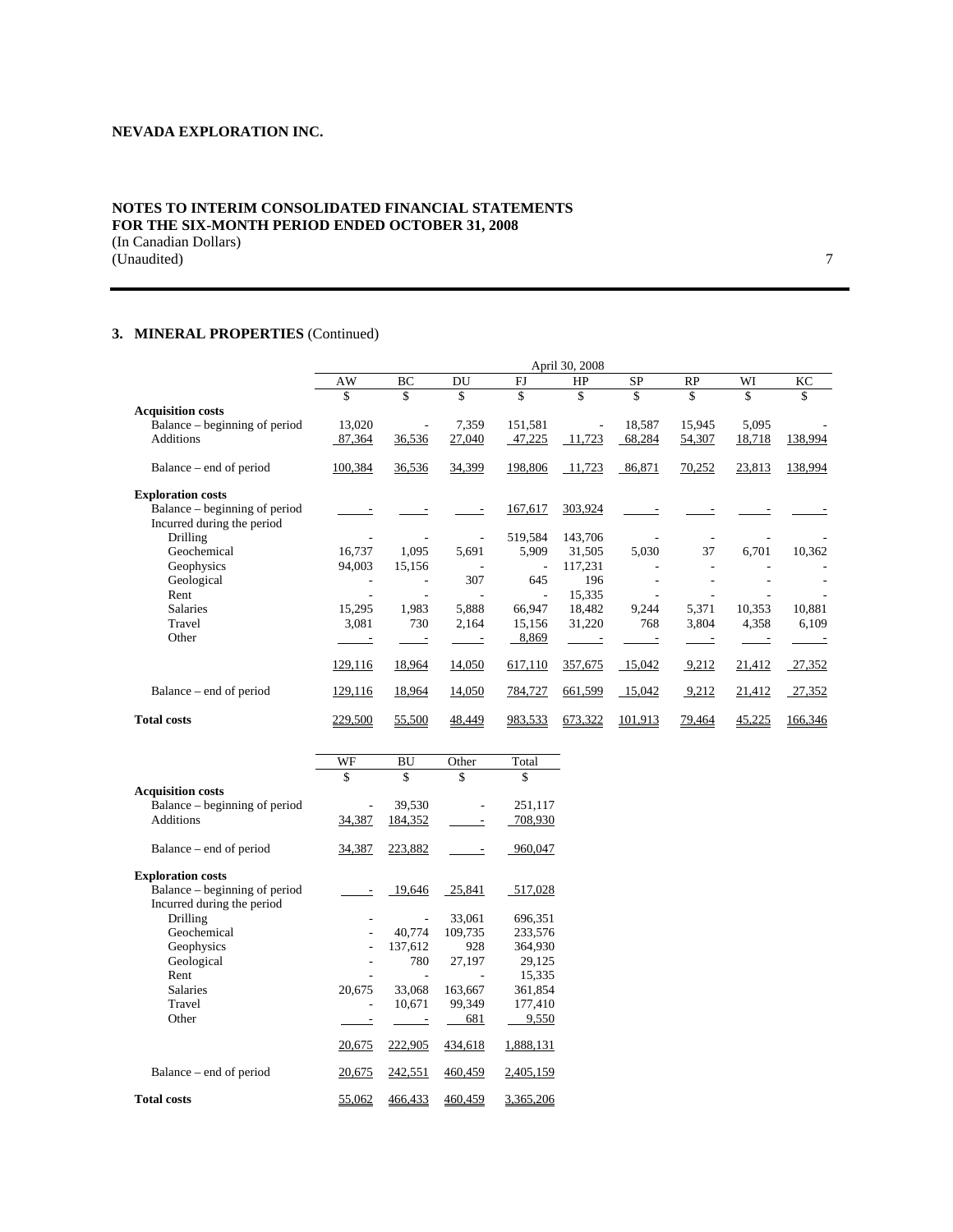**NEVADA EXPLORATION INC.**

**NOTES TO INTERIM CONSOLIDATED FINANCIAL STATEMENTS**
**FOR THE SIX-MONTH PERIOD ENDED OCTOBER 31, 2008**
(In Canadian Dollars)
(Unaudited)

## 3. MINERAL PROPERTIES (Continued)

| | April 30, 2008 | | | | | | | | |
|---|---|---|---|---|---|---|---|---|---|
| | AW | BC | DU | FJ | HP | SP | RP | WI | KC |
| | $ | $ | $ | $ | $ | $ | $ | $ | $ |
| **Acquisition costs** | | | | | | | | | |
| Balance – beginning of period | 13,020 | - | 7,359 | 151,581 | - | 18,587 | 15,945 | 5,095 | - |
| Additions | 87,364 | 36,536 | 27,040 | 47,225 | 11,723 | 68,284 | 54,307 | 18,718 | 138,994 |
| Balance – end of period | 100,384 | 36,536 | 34,399 | 198,806 | 11,723 | 86,871 | 70,252 | 23,813 | 138,994 |
| **Exploration costs** | | | | | | | | | |
| Balance – beginning of period | - | - | - | 167,617 | 303,924 | - | - | - | - |
| Incurred during the period | | | | | | | | | |
| Drilling | - | - | - | 519,584 | 143,706 | - | - | - | - |
| Geochemical | 16,737 | 1,095 | 5,691 | 5,909 | 31,505 | 5,030 | 37 | 6,701 | 10,362 |
| Geophysics | 94,003 | 15,156 | - | - | 117,231 | - | - | - | - |
| Geological | - | - | 307 | 645 | 196 | - | - | - | - |
| Rent | - | - | - | - | 15,335 | - | - | - | - |
| Salaries | 15,295 | 1,983 | 5,888 | 66,947 | 18,482 | 9,244 | 5,371 | 10,353 | 10,881 |
| Travel | 3,081 | 730 | 2,164 | 15,156 | 31,220 | 768 | 3,804 | 4,358 | 6,109 |
| Other | - | - | - | 8,869 | - | - | - | - | - |
| | 129,116 | 18,964 | 14,050 | 617,110 | 357,675 | 15,042 | 9,212 | 21,412 | 27,352 |
| Balance – end of period | 129,116 | 18,964 | 14,050 | 784,727 | 661,599 | 15,042 | 9,212 | 21,412 | 27,352 |
| **Total costs** | 229,500 | 55,500 | 48,449 | 983,533 | 673,322 | 101,913 | 79,464 | 45,225 | 166,346 |

| | WF | BU | Other | Total |
|---|---|---|---|---|
| | $ | $ | $ | $ |
| **Acquisition costs** | | | | |
| Balance – beginning of period | - | 39,530 | - | 251,117 |
| Additions | 34,387 | 184,352 | - | 708,930 |
| Balance – end of period | 34,387 | 223,882 | - | 960,047 |
| **Exploration costs** | | | | |
| Balance – beginning of period | - | 19,646 | 25,841 | 517,028 |
| Incurred during the period | | | | |
| Drilling | - | - | 33,061 | 696,351 |
| Geochemical | - | 40,774 | 109,735 | 233,576 |
| Geophysics | - | 137,612 | 928 | 364,930 |
| Geological | - | 780 | 27,197 | 29,125 |
| Rent | - | - | - | 15,335 |
| Salaries | 20,675 | 33,068 | 163,667 | 361,854 |
| Travel | - | 10,671 | 99,349 | 177,410 |
| Other | - | - | 681 | 9,550 |
| | 20,675 | 222,905 | 434,618 | 1,888,131 |
| Balance – end of period | 20,675 | 242,551 | 460,459 | 2,405,159 |
| **Total costs** | 55,062 | 466,433 | 460,459 | 3,365,206 |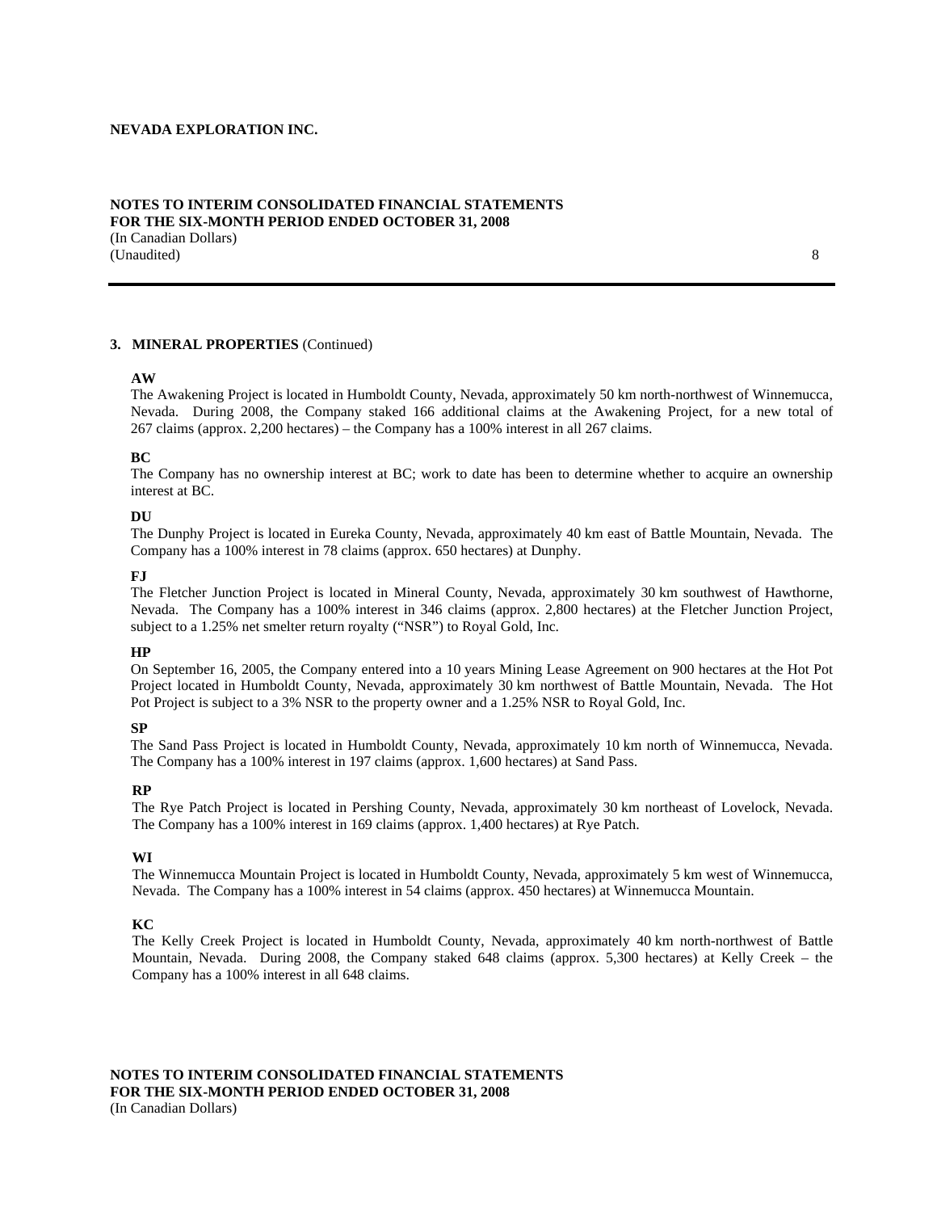## 3. MINERAL PROPERTIES (Continued)

**AW**

The Awakening Project is located in Humboldt County, Nevada, approximately 50 km north-northwest of Winnemucca, Nevada. During 2008, the Company staked 166 additional claims at the Awakening Project, for a new total of 267 claims (approx. 2,200 hectares) – the Company has a 100% interest in all 267 claims.

**BC**

The Company has no ownership interest at BC; work to date has been to determine whether to acquire an ownership interest at BC.

**DU**

The Dunphy Project is located in Eureka County, Nevada, approximately 40 km east of Battle Mountain, Nevada. The Company has a 100% interest in 78 claims (approx. 650 hectares) at Dunphy.

**FJ**

The Fletcher Junction Project is located in Mineral County, Nevada, approximately 30 km southwest of Hawthorne, Nevada. The Company has a 100% interest in 346 claims (approx. 2,800 hectares) at the Fletcher Junction Project, subject to a 1.25% net smelter return royalty ("NSR") to Royal Gold, Inc.

**HP**

On September 16, 2005, the Company entered into a 10 years Mining Lease Agreement on 900 hectares at the Hot Pot Project located in Humboldt County, Nevada, approximately 30 km northwest of Battle Mountain, Nevada. The Hot Pot Project is subject to a 3% NSR to the property owner and a 1.25% NSR to Royal Gold, Inc.

**SP**

The Sand Pass Project is located in Humboldt County, Nevada, approximately 10 km north of Winnemucca, Nevada. The Company has a 100% interest in 197 claims (approx. 1,600 hectares) at Sand Pass.

**RP**

The Rye Patch Project is located in Pershing County, Nevada, approximately 30 km northeast of Lovelock, Nevada. The Company has a 100% interest in 169 claims (approx. 1,400 hectares) at Rye Patch.

**WI**

The Winnemucca Mountain Project is located in Humboldt County, Nevada, approximately 5 km west of Winnemucca, Nevada. The Company has a 100% interest in 54 claims (approx. 450 hectares) at Winnemucca Mountain.

**KC**

The Kelly Creek Project is located in Humboldt County, Nevada, approximately 40 km north-northwest of Battle Mountain, Nevada. During 2008, the Company staked 648 claims (approx. 5,300 hectares) at Kelly Creek – the Company has a 100% interest in all 648 claims.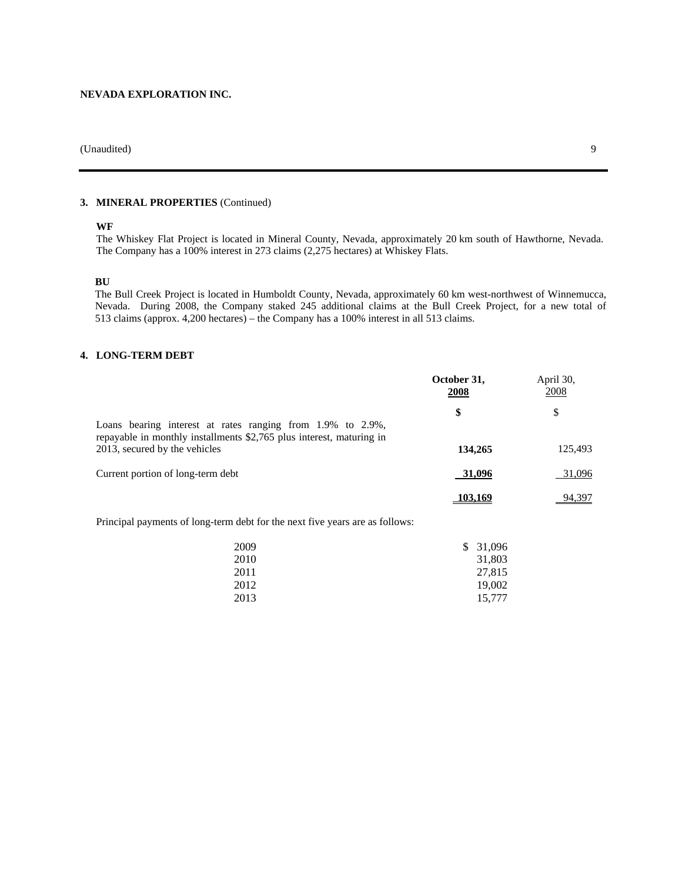## 3. MINERAL PROPERTIES (Continued)

**WF**

The Whiskey Flat Project is located in Mineral County, Nevada, approximately 20 km south of Hawthorne, Nevada. The Company has a 100% interest in 273 claims (2,275 hectares) at Whiskey Flats.

**BU**

The Bull Creek Project is located in Humboldt County, Nevada, approximately 60 km west-northwest of Winnemucca, Nevada. During 2008, the Company staked 245 additional claims at the Bull Creek Project, for a new total of 513 claims (approx. 4,200 hectares) – the Company has a 100% interest in all 513 claims.

## 4. LONG-TERM DEBT

| | **October 31, 2008** | April 30, 2008 |
|---|---|---|
| | **$** | $ |
| Loans bearing interest at rates ranging from 1.9% to 2.9%, repayable in monthly installments $2,765 plus interest, maturing in 2013, secured by the vehicles | **134,265** | 125,493 |
| Current portion of long-term debt | **31,096** | 31,096 |
| | **103,169** | 94,397 |

Principal payments of long-term debt for the next five years are as follows:

| | |
|---|---|
| 2009 | $ 31,096 |
| 2010 | 31,803 |
| 2011 | 27,815 |
| 2012 | 19,002 |
| 2013 | 15,777 |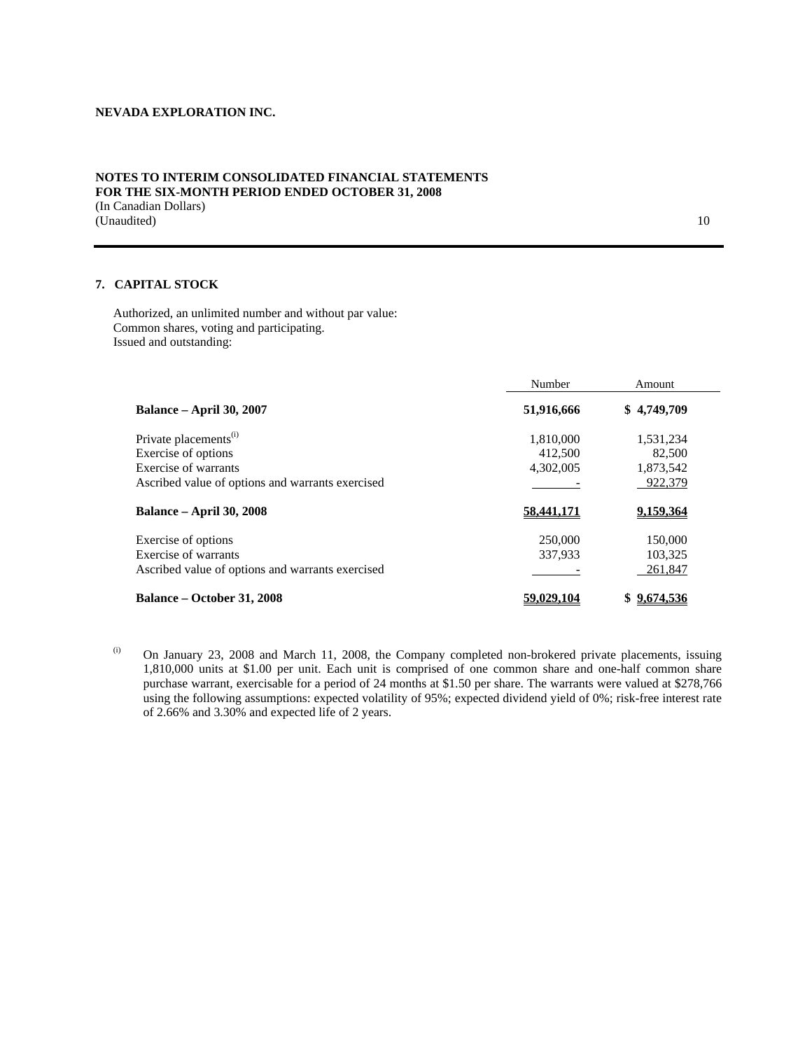NEVADA EXPLORATION INC.

NOTES TO INTERIM CONSOLIDATED FINANCIAL STATEMENTS
FOR THE SIX-MONTH PERIOD ENDED OCTOBER 31, 2008
(In Canadian Dollars)
(Unaudited)

## 7. CAPITAL STOCK

Authorized, an unlimited number and without par value:
Common shares, voting and participating.
Issued and outstanding:

| | Number | Amount |
|---|---|---|
| **Balance – April 30, 2007** | **51,916,666** | **$ 4,749,709** |
| Private placements[(i)] | 1,810,000 | 1,531,234 |
| Exercise of options | 412,500 | 82,500 |
| Exercise of warrants | 4,302,005 | 1,873,542 |
| Ascribed value of options and warrants exercised | - | 922,379 |
| **Balance – April 30, 2008** | **58,441,171** | **9,159,364** |
| Exercise of options | 250,000 | 150,000 |
| Exercise of warrants | 337,933 | 103,325 |
| Ascribed value of options and warrants exercised | - | 261,847 |
| **Balance – October 31, 2008** | **59,029,104** | **$ 9,674,536** |

(i) On January 23, 2008 and March 11, 2008, the Company completed non-brokered private placements, issuing 1,810,000 units at $1.00 per unit. Each unit is comprised of one common share and one-half common share purchase warrant, exercisable for a period of 24 months at $1.50 per share. The warrants were valued at $278,766 using the following assumptions: expected volatility of 95%; expected dividend yield of 0%; risk-free interest rate of 2.66% and 3.30% and expected life of 2 years.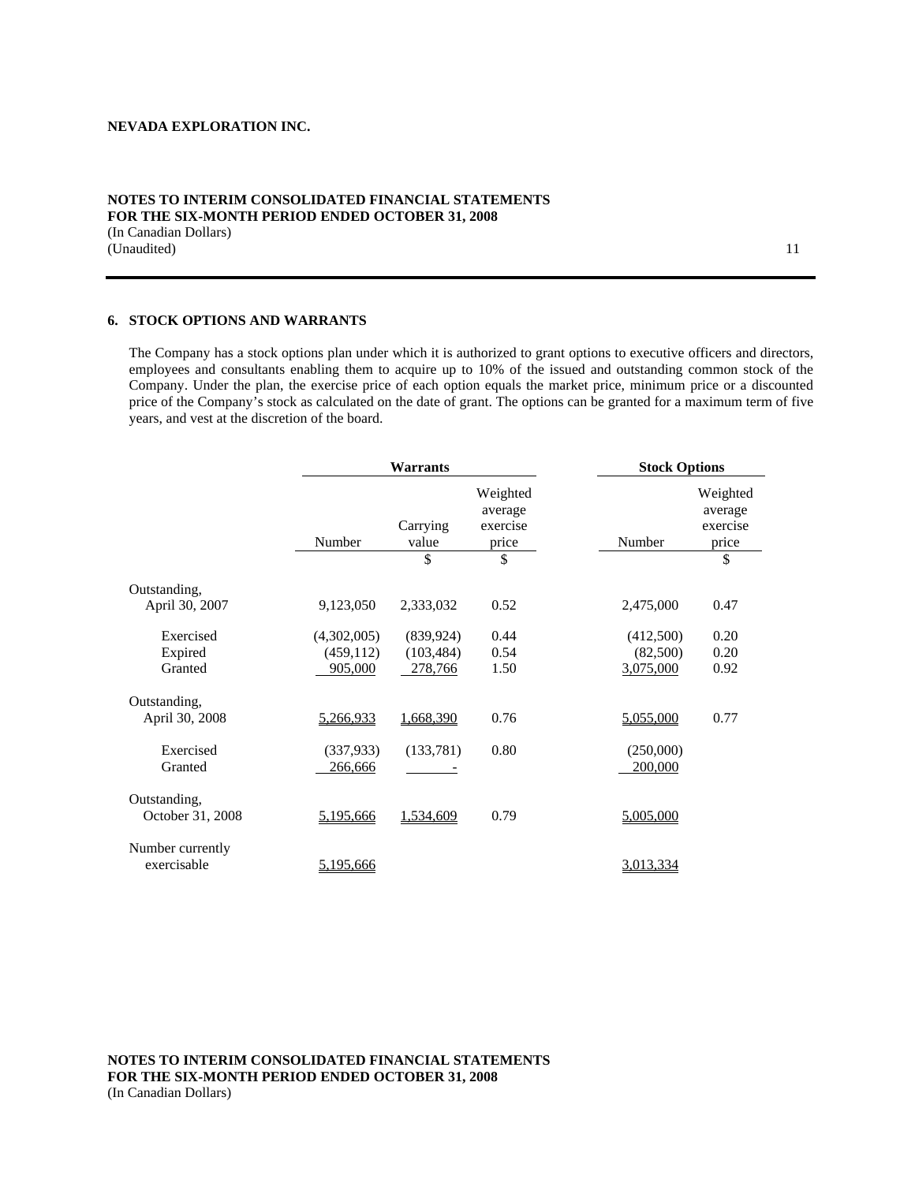## 6. STOCK OPTIONS AND WARRANTS

The Company has a stock options plan under which it is authorized to grant options to executive officers and directors, employees and consultants enabling them to acquire up to 10% of the issued and outstanding common stock of the Company. Under the plan, the exercise price of each option equals the market price, minimum price or a discounted price of the Company's stock as calculated on the date of grant. The options can be granted for a maximum term of five years, and vest at the discretion of the board.

| | Warrants | | | Stock Options | |
|---|---|---|---|---|---|
| | Number | Carrying value | Weighted average exercise price | Number | Weighted average exercise price |
| | | $ | $ | | $ |
| Outstanding, April 30, 2007 | 9,123,050 | 2,333,032 | 0.52 | 2,475,000 | 0.47 |
| Exercised | (4,302,005) | (839,924) | 0.44 | (412,500) | 0.20 |
| Expired | (459,112) | (103,484) | 0.54 | (82,500) | 0.20 |
| Granted | 905,000 | 278,766 | 1.50 | 3,075,000 | 0.92 |
| Outstanding, April 30, 2008 | 5,266,933 | 1,668,390 | 0.76 | 5,055,000 | 0.77 |
| Exercised | (337,933) | (133,781) | 0.80 | (250,000) | |
| Granted | 266,666 | - | | 200,000 | |
| Outstanding, October 31, 2008 | 5,195,666 | 1,534,609 | 0.79 | 5,005,000 | |
| Number currently exercisable | 5,195,666 | | | 3,013,334 | |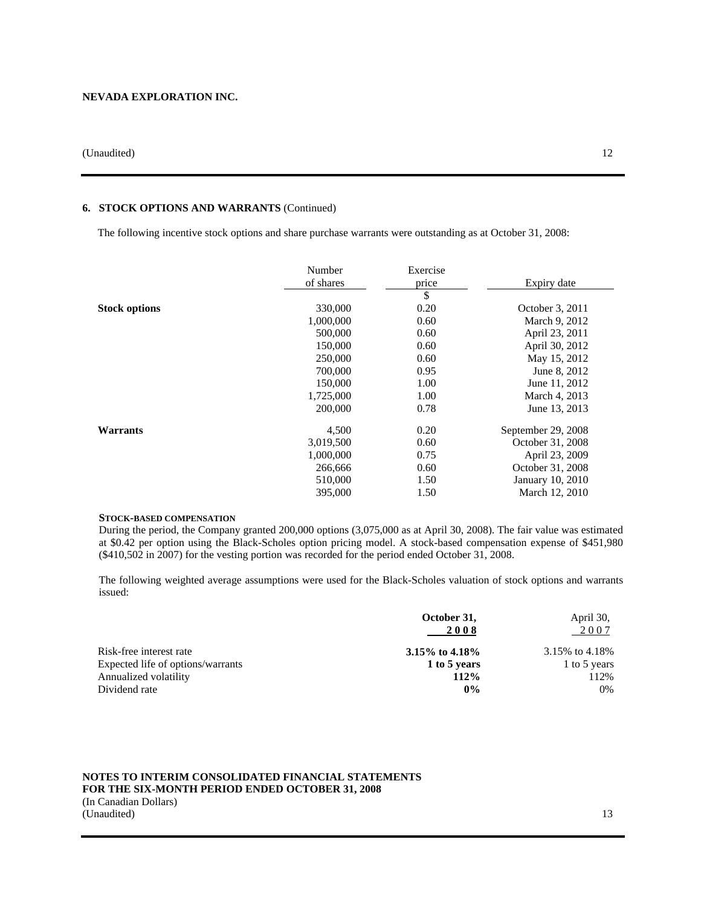## 6. STOCK OPTIONS AND WARRANTS (Continued)

The following incentive stock options and share purchase warrants were outstanding as at October 31, 2008:

| | Number of shares | Exercise price | Expiry date |
|---|---|---|---|
| | | $ | |
| **Stock options** | 330,000 | 0.20 | October 3, 2011 |
| | 1,000,000 | 0.60 | March 9, 2012 |
| | 500,000 | 0.60 | April 23, 2011 |
| | 150,000 | 0.60 | April 30, 2012 |
| | 250,000 | 0.60 | May 15, 2012 |
| | 700,000 | 0.95 | June 8, 2012 |
| | 150,000 | 1.00 | June 11, 2012 |
| | 1,725,000 | 1.00 | March 4, 2013 |
| | 200,000 | 0.78 | June 13, 2013 |
| **Warrants** | 4,500 | 0.20 | September 29, 2008 |
| | 3,019,500 | 0.60 | October 31, 2008 |
| | 1,000,000 | 0.75 | April 23, 2009 |
| | 266,666 | 0.60 | October 31, 2008 |
| | 510,000 | 1.50 | January 10, 2010 |
| | 395,000 | 1.50 | March 12, 2010 |

**STOCK-BASED COMPENSATION**

During the period, the Company granted 200,000 options (3,075,000 as at April 30, 2008). The fair value was estimated at $0.42 per option using the Black-Scholes option pricing model. A stock-based compensation expense of $451,980 ($410,502 in 2007) for the vesting portion was recorded for the period ended October 31, 2008.

The following weighted average assumptions were used for the Black-Scholes valuation of stock options and warrants issued:

| | October 31, 2008 | April 30, 2007 |
|---|---|---|
| Risk-free interest rate | **3.15% to 4.18%** | 3.15% to 4.18% |
| Expected life of options/warrants | **1 to 5 years** | 1 to 5 years |
| Annualized volatility | **112%** | 112% |
| Dividend rate | **0%** | 0% |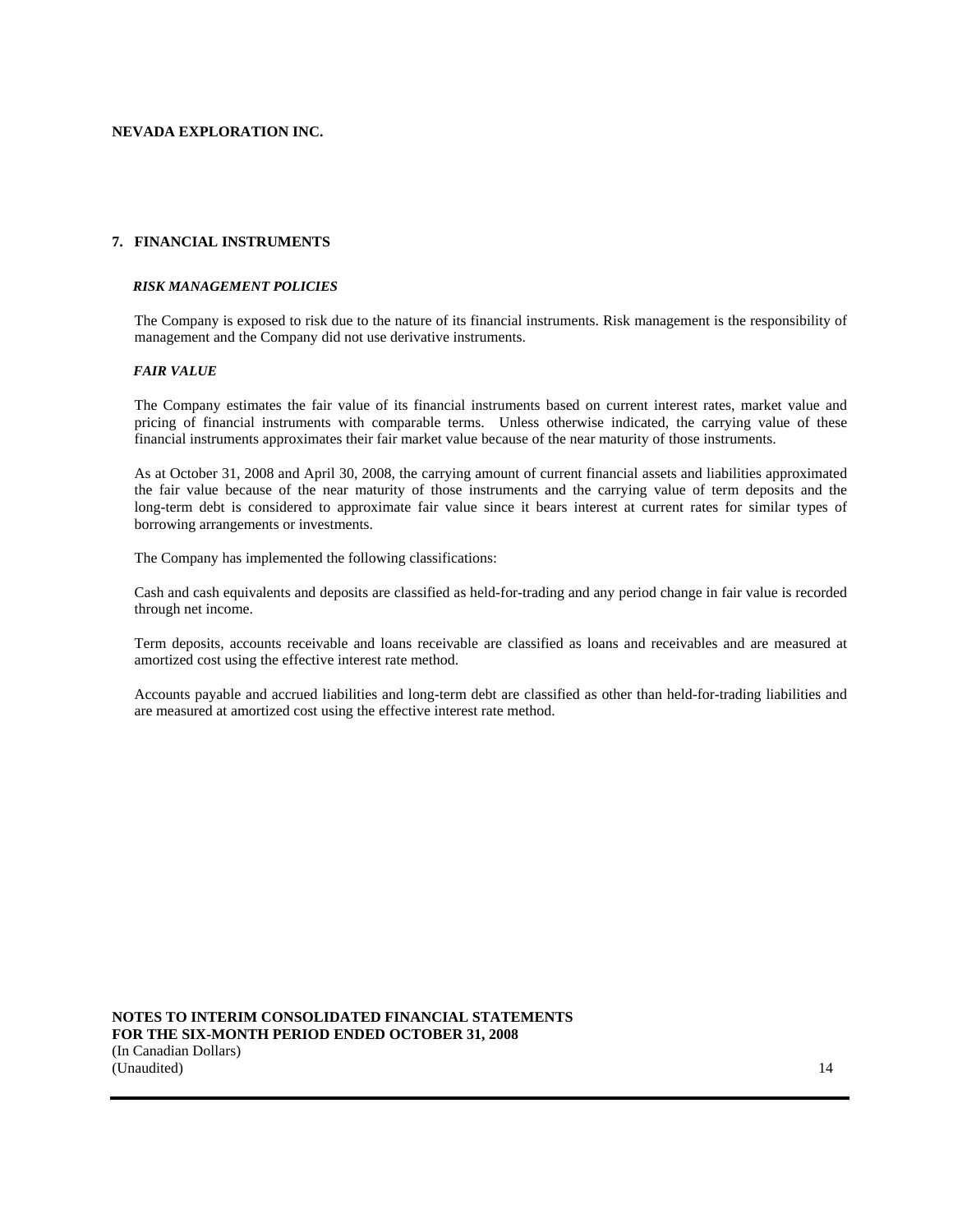## 7. FINANCIAL INSTRUMENTS

***RISK MANAGEMENT POLICIES***

The Company is exposed to risk due to the nature of its financial instruments. Risk management is the responsibility of management and the Company did not use derivative instruments.

***FAIR VALUE***

The Company estimates the fair value of its financial instruments based on current interest rates, market value and pricing of financial instruments with comparable terms. Unless otherwise indicated, the carrying value of these financial instruments approximates their fair market value because of the near maturity of those instruments.

As at October 31, 2008 and April 30, 2008, the carrying amount of current financial assets and liabilities approximated the fair value because of the near maturity of those instruments and the carrying value of term deposits and the long-term debt is considered to approximate fair value since it bears interest at current rates for similar types of borrowing arrangements or investments.

The Company has implemented the following classifications:

Cash and cash equivalents and deposits are classified as held-for-trading and any period change in fair value is recorded through net income.

Term deposits, accounts receivable and loans receivable are classified as loans and receivables and are measured at amortized cost using the effective interest rate method.

Accounts payable and accrued liabilities and long-term debt are classified as other than held-for-trading liabilities and are measured at amortized cost using the effective interest rate method.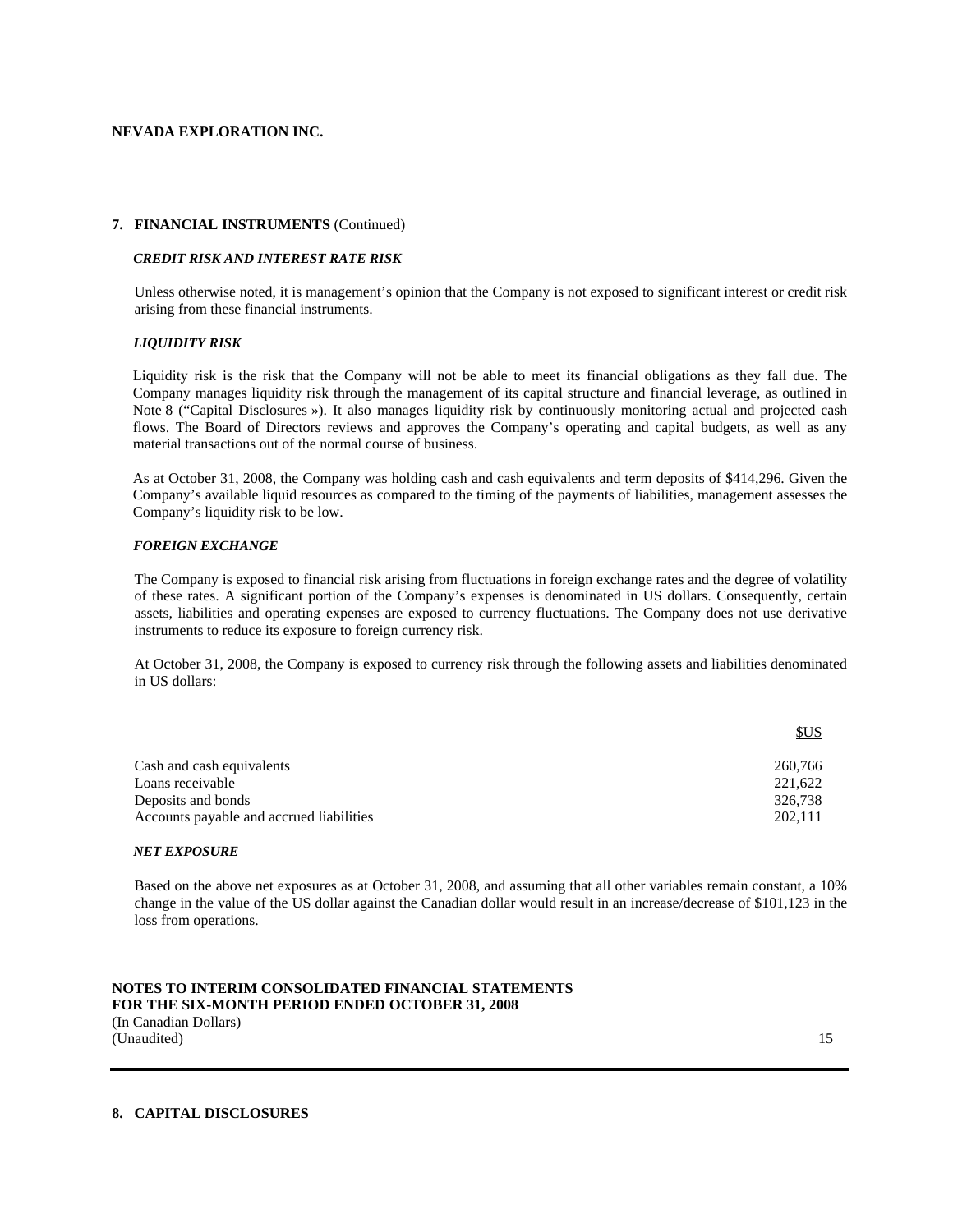## 7. FINANCIAL INSTRUMENTS (Continued)

### *CREDIT RISK AND INTEREST RATE RISK*

Unless otherwise noted, it is management's opinion that the Company is not exposed to significant interest or credit risk arising from these financial instruments.

### *LIQUIDITY RISK*

Liquidity risk is the risk that the Company will not be able to meet its financial obligations as they fall due. The Company manages liquidity risk through the management of its capital structure and financial leverage, as outlined in Note 8 ("Capital Disclosures »). It also manages liquidity risk by continuously monitoring actual and projected cash flows. The Board of Directors reviews and approves the Company's operating and capital budgets, as well as any material transactions out of the normal course of business.

As at October 31, 2008, the Company was holding cash and cash equivalents and term deposits of $414,296. Given the Company's available liquid resources as compared to the timing of the payments of liabilities, management assesses the Company's liquidity risk to be low.

### *FOREIGN EXCHANGE*

The Company is exposed to financial risk arising from fluctuations in foreign exchange rates and the degree of volatility of these rates. A significant portion of the Company's expenses is denominated in US dollars. Consequently, certain assets, liabilities and operating expenses are exposed to currency fluctuations. The Company does not use derivative instruments to reduce its exposure to foreign currency risk.

At October 31, 2008, the Company is exposed to currency risk through the following assets and liabilities denominated in US dollars:

| | $US |
|---|---|
| Cash and cash equivalents | 260,766 |
| Loans receivable | 221,622 |
| Deposits and bonds | 326,738 |
| Accounts payable and accrued liabilities | 202,111 |

### *NET EXPOSURE*

Based on the above net exposures as at October 31, 2008, and assuming that all other variables remain constant, a 10% change in the value of the US dollar against the Canadian dollar would result in an increase/decrease of $101,123 in the loss from operations.

## 8. CAPITAL DISCLOSURES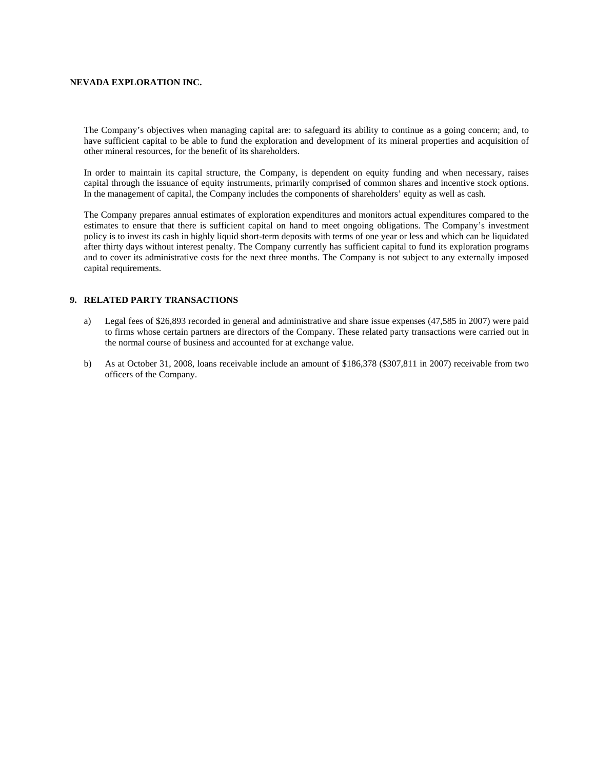The Company's objectives when managing capital are: to safeguard its ability to continue as a going concern; and, to have sufficient capital to be able to fund the exploration and development of its mineral properties and acquisition of other mineral resources, for the benefit of its shareholders.

In order to maintain its capital structure, the Company, is dependent on equity funding and when necessary, raises capital through the issuance of equity instruments, primarily comprised of common shares and incentive stock options. In the management of capital, the Company includes the components of shareholders' equity as well as cash.

The Company prepares annual estimates of exploration expenditures and monitors actual expenditures compared to the estimates to ensure that there is sufficient capital on hand to meet ongoing obligations. The Company's investment policy is to invest its cash in highly liquid short-term deposits with terms of one year or less and which can be liquidated after thirty days without interest penalty. The Company currently has sufficient capital to fund its exploration programs and to cover its administrative costs for the next three months. The Company is not subject to any externally imposed capital requirements.

## 9. RELATED PARTY TRANSACTIONS

a) Legal fees of $26,893 recorded in general and administrative and share issue expenses (47,585 in 2007) were paid to firms whose certain partners are directors of the Company. These related party transactions were carried out in the normal course of business and accounted for at exchange value.

b) As at October 31, 2008, loans receivable include an amount of $186,378 ($307,811 in 2007) receivable from two officers of the Company.